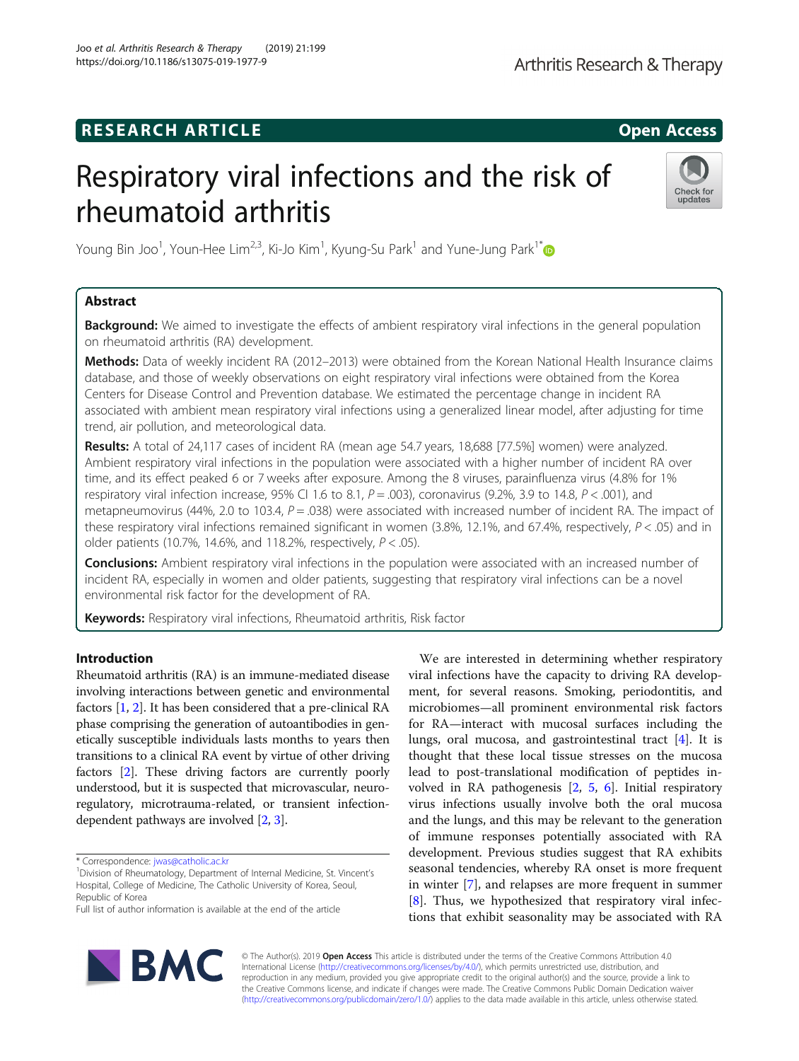RESEARCH ARTICLE

Open Access

# Respiratory viral infections and the risk of rheumatoid arthritis

Young Bin Joo[1], Youn-Hee Lim[2,3], Ki-Jo Kim[1], Kyung-Su Park[1] and Yune-Jung Park[1*]

## Abstract

**Background:** We aimed to investigate the effects of ambient respiratory viral infections in the general population on rheumatoid arthritis (RA) development.

**Methods:** Data of weekly incident RA (2012–2013) were obtained from the Korean National Health Insurance claims database, and those of weekly observations on eight respiratory viral infections were obtained from the Korea Centers for Disease Control and Prevention database. We estimated the percentage change in incident RA associated with ambient mean respiratory viral infections using a generalized linear model, after adjusting for time trend, air pollution, and meteorological data.

**Results:** A total of 24,117 cases of incident RA (mean age 54.7 years, 18,688 [77.5%] women) were analyzed. Ambient respiratory viral infections in the population were associated with a higher number of incident RA over time, and its effect peaked 6 or 7 weeks after exposure. Among the 8 viruses, parainfluenza virus (4.8% for 1% respiratory viral infection increase, 95% CI 1.6 to 8.1, $P = .003$), coronavirus (9.2%, 3.9 to 14.8, $P < .001$), and metapneumovirus (44%, 2.0 to 103.4, $P = .038$) were associated with increased number of incident RA. The impact of these respiratory viral infections remained significant in women (3.8%, 12.1%, and 67.4%, respectively, $P < .05$) and in older patients (10.7%, 14.6%, and 118.2%, respectively, $P < .05$).

**Conclusions:** Ambient respiratory viral infections in the population were associated with an increased number of incident RA, especially in women and older patients, suggesting that respiratory viral infections can be a novel environmental risk factor for the development of RA.

**Keywords:** Respiratory viral infections, Rheumatoid arthritis, Risk factor

## Introduction

Rheumatoid arthritis (RA) is an immune-mediated disease involving interactions between genetic and environmental factors [1, 2]. It has been considered that a pre-clinical RA phase comprising the generation of autoantibodies in genetically susceptible individuals lasts months to years then transitions to a clinical RA event by virtue of other driving factors [2]. These driving factors are currently poorly understood, but it is suspected that microvascular, neuroregulatory, microtrauma-related, or transient infection-dependent pathways are involved [2, 3].

We are interested in determining whether respiratory viral infections have the capacity to driving RA development, for several reasons. Smoking, periodontitis, and microbiomes—all prominent environmental risk factors for RA—interact with mucosal surfaces including the lungs, oral mucosa, and gastrointestinal tract [4]. It is thought that these local tissue stresses on the mucosa lead to post-translational modification of peptides involved in RA pathogenesis [2, 5, 6]. Initial respiratory virus infections usually involve both the oral mucosa and the lungs, and this may be relevant to the generation of immune responses potentially associated with RA development. Previous studies suggest that RA exhibits seasonal tendencies, whereby RA onset is more frequent in winter [7], and relapses are more frequent in summer [8]. Thus, we hypothesized that respiratory viral infections that exhibit seasonality may be associated with RA

\* Correspondence: jwas@catholic.ac.kr

[1]Division of Rheumatology, Department of Internal Medicine, St. Vincent's Hospital, College of Medicine, The Catholic University of Korea, Seoul, Republic of Korea

Full list of author information is available at the end of the article

© The Author(s). 2019 **Open Access** This article is distributed under the terms of the Creative Commons Attribution 4.0 International License (http://creativecommons.org/licenses/by/4.0/), which permits unrestricted use, distribution, and reproduction in any medium, provided you give appropriate credit to the original author(s) and the source, provide a link to the Creative Commons license, and indicate if changes were made. The Creative Commons Public Domain Dedication waiver (http://creativecommons.org/publicdomain/zero/1.0/) applies to the data made available in this article, unless otherwise stated.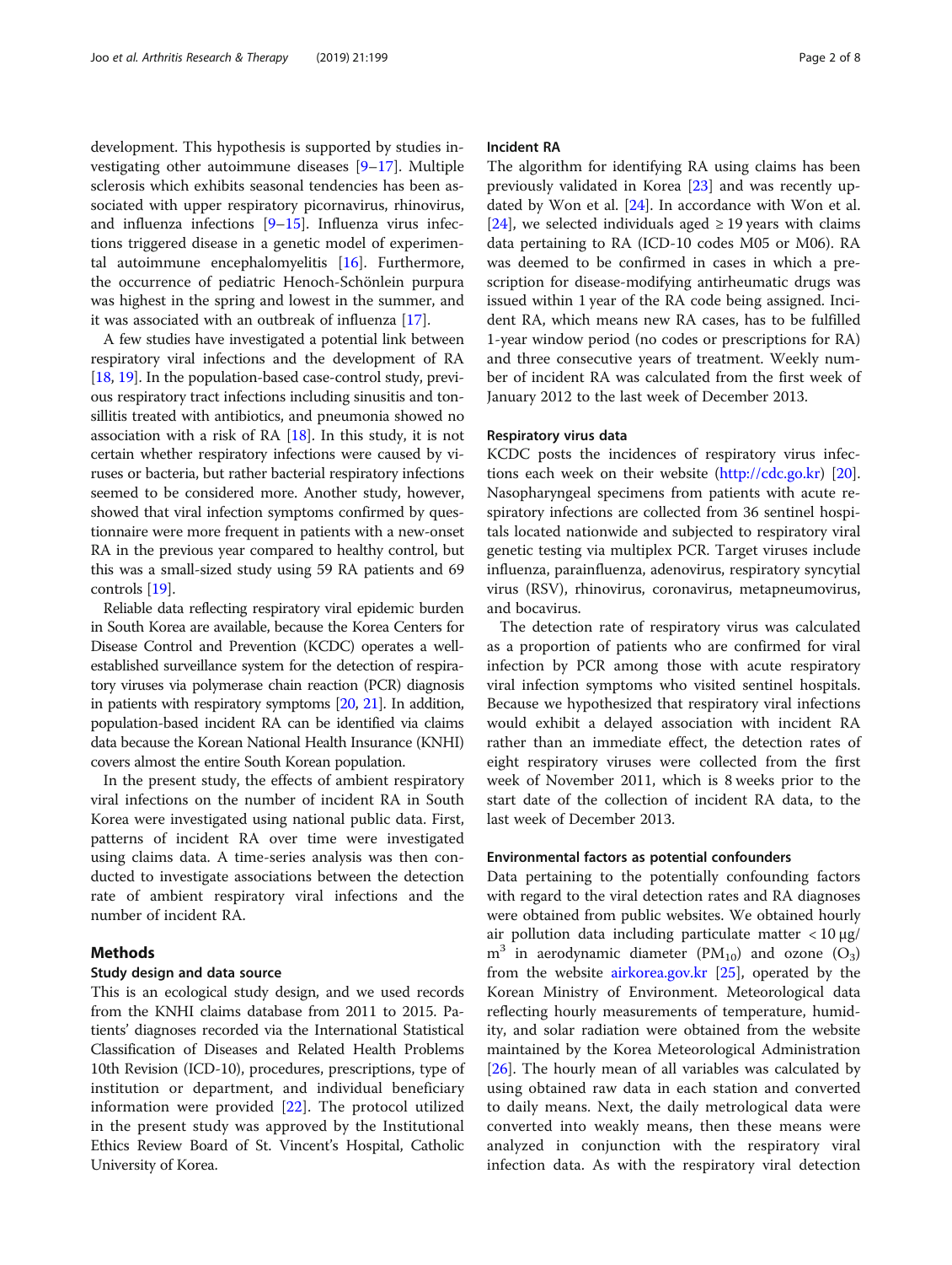development. This hypothesis is supported by studies investigating other autoimmune diseases [9–17]. Multiple sclerosis which exhibits seasonal tendencies has been associated with upper respiratory picornavirus, rhinovirus, and influenza infections [9–15]. Influenza virus infections triggered disease in a genetic model of experimental autoimmune encephalomyelitis [16]. Furthermore, the occurrence of pediatric Henoch-Schönlein purpura was highest in the spring and lowest in the summer, and it was associated with an outbreak of influenza [17].

A few studies have investigated a potential link between respiratory viral infections and the development of RA [18, 19]. In the population-based case-control study, previous respiratory tract infections including sinusitis and tonsillitis treated with antibiotics, and pneumonia showed no association with a risk of RA [18]. In this study, it is not certain whether respiratory infections were caused by viruses or bacteria, but rather bacterial respiratory infections seemed to be considered more. Another study, however, showed that viral infection symptoms confirmed by questionnaire were more frequent in patients with a new-onset RA in the previous year compared to healthy control, but this was a small-sized study using 59 RA patients and 69 controls [19].

Reliable data reflecting respiratory viral epidemic burden in South Korea are available, because the Korea Centers for Disease Control and Prevention (KCDC) operates a well-established surveillance system for the detection of respiratory viruses via polymerase chain reaction (PCR) diagnosis in patients with respiratory symptoms [20, 21]. In addition, population-based incident RA can be identified via claims data because the Korean National Health Insurance (KNHI) covers almost the entire South Korean population.

In the present study, the effects of ambient respiratory viral infections on the number of incident RA in South Korea were investigated using national public data. First, patterns of incident RA over time were investigated using claims data. A time-series analysis was then conducted to investigate associations between the detection rate of ambient respiratory viral infections and the number of incident RA.

## Methods

### Study design and data source

This is an ecological study design, and we used records from the KNHI claims database from 2011 to 2015. Patients' diagnoses recorded via the International Statistical Classification of Diseases and Related Health Problems 10th Revision (ICD-10), procedures, prescriptions, type of institution or department, and individual beneficiary information were provided [22]. The protocol utilized in the present study was approved by the Institutional Ethics Review Board of St. Vincent's Hospital, Catholic University of Korea.

### Incident RA

The algorithm for identifying RA using claims has been previously validated in Korea [23] and was recently updated by Won et al. [24]. In accordance with Won et al. [24], we selected individuals aged ≥ 19 years with claims data pertaining to RA (ICD-10 codes M05 or M06). RA was deemed to be confirmed in cases in which a prescription for disease-modifying antirheumatic drugs was issued within 1 year of the RA code being assigned. Incident RA, which means new RA cases, has to be fulfilled 1-year window period (no codes or prescriptions for RA) and three consecutive years of treatment. Weekly number of incident RA was calculated from the first week of January 2012 to the last week of December 2013.

### Respiratory virus data

KCDC posts the incidences of respiratory virus infections each week on their website (http://cdc.go.kr) [20]. Nasopharyngeal specimens from patients with acute respiratory infections are collected from 36 sentinel hospitals located nationwide and subjected to respiratory viral genetic testing via multiplex PCR. Target viruses include influenza, parainfluenza, adenovirus, respiratory syncytial virus (RSV), rhinovirus, coronavirus, metapneumovirus, and bocavirus.

The detection rate of respiratory virus was calculated as a proportion of patients who are confirmed for viral infection by PCR among those with acute respiratory viral infection symptoms who visited sentinel hospitals. Because we hypothesized that respiratory viral infections would exhibit a delayed association with incident RA rather than an immediate effect, the detection rates of eight respiratory viruses were collected from the first week of November 2011, which is 8 weeks prior to the start date of the collection of incident RA data, to the last week of December 2013.

### Environmental factors as potential confounders

Data pertaining to the potentially confounding factors with regard to the viral detection rates and RA diagnoses were obtained from public websites. We obtained hourly air pollution data including particulate matter < 10 μg/m$^3$ in aerodynamic diameter ($PM_{10}$) and ozone ($O_3$) from the website airkorea.gov.kr [25], operated by the Korean Ministry of Environment. Meteorological data reflecting hourly measurements of temperature, humidity, and solar radiation were obtained from the website maintained by the Korea Meteorological Administration [26]. The hourly mean of all variables was calculated by using obtained raw data in each station and converted to daily means. Next, the daily metrological data were converted into weakly means, then these means were analyzed in conjunction with the respiratory viral infection data. As with the respiratory viral detection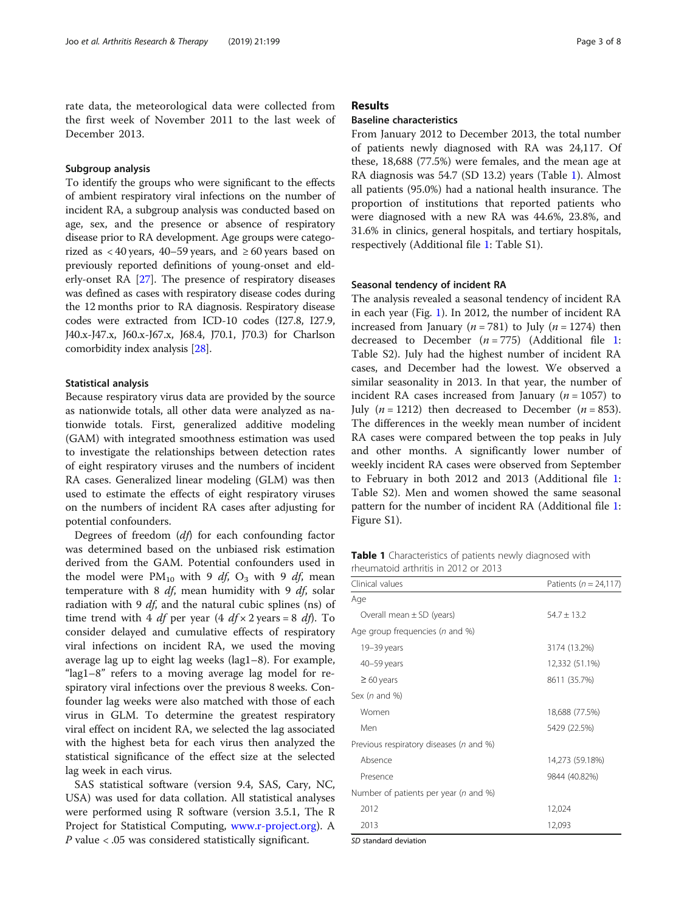rate data, the meteorological data were collected from the first week of November 2011 to the last week of December 2013.

### Subgroup analysis

To identify the groups who were significant to the effects of ambient respiratory viral infections on the number of incident RA, a subgroup analysis was conducted based on age, sex, and the presence or absence of respiratory disease prior to RA development. Age groups were categorized as < 40 years, 40–59 years, and ≥ 60 years based on previously reported definitions of young-onset and elderly-onset RA [27]. The presence of respiratory diseases was defined as cases with respiratory disease codes during the 12 months prior to RA diagnosis. Respiratory disease codes were extracted from ICD-10 codes (I27.8, I27.9, J40.x-J47.x, J60.x-J67.x, J68.4, J70.1, J70.3) for Charlson comorbidity index analysis [28].

### Statistical analysis

Because respiratory virus data are provided by the source as nationwide totals, all other data were analyzed as nationwide totals. First, generalized additive modeling (GAM) with integrated smoothness estimation was used to investigate the relationships between detection rates of eight respiratory viruses and the numbers of incident RA cases. Generalized linear modeling (GLM) was then used to estimate the effects of eight respiratory viruses on the numbers of incident RA cases after adjusting for potential confounders.

Degrees of freedom (*df*) for each confounding factor was determined based on the unbiased risk estimation derived from the GAM. Potential confounders used in the model were $PM_{10}$ with 9 *df*, $O_3$ with 9 *df*, mean temperature with 8 *df*, mean humidity with 9 *df*, solar radiation with 9 *df*, and the natural cubic splines (ns) of time trend with 4 *df* per year (4 $df \times 2$ years = 8 *df*). To consider delayed and cumulative effects of respiratory viral infections on incident RA, we used the moving average lag up to eight lag weeks (lag1–8). For example, "lag1–8" refers to a moving average lag model for respiratory viral infections over the previous 8 weeks. Confounder lag weeks were also matched with those of each virus in GLM. To determine the greatest respiratory viral effect on incident RA, we selected the lag associated with the highest beta for each virus then analyzed the statistical significance of the effect size at the selected lag week in each virus.

SAS statistical software (version 9.4, SAS, Cary, NC, USA) was used for data collation. All statistical analyses were performed using R software (version 3.5.1, The R Project for Statistical Computing, www.r-project.org). A *P* value < .05 was considered statistically significant.

## Results

### Baseline characteristics

From January 2012 to December 2013, the total number of patients newly diagnosed with RA was 24,117. Of these, 18,688 (77.5%) were females, and the mean age at RA diagnosis was 54.7 (SD 13.2) years (Table 1). Almost all patients (95.0%) had a national health insurance. The proportion of institutions that reported patients who were diagnosed with a new RA was 44.6%, 23.8%, and 31.6% in clinics, general hospitals, and tertiary hospitals, respectively (Additional file 1: Table S1).

### Seasonal tendency of incident RA

The analysis revealed a seasonal tendency of incident RA in each year (Fig. 1). In 2012, the number of incident RA increased from January ($n = 781$) to July ($n = 1274$) then decreased to December ($n = 775$) (Additional file 1: Table S2). July had the highest number of incident RA cases, and December had the lowest. We observed a similar seasonality in 2013. In that year, the number of incident RA cases increased from January ($n = 1057$) to July ($n = 1212$) then decreased to December ($n = 853$). The differences in the weekly mean number of incident RA cases were compared between the top peaks in July and other months. A significantly lower number of weekly incident RA cases were observed from September to February in both 2012 and 2013 (Additional file 1: Table S2). Men and women showed the same seasonal pattern for the number of incident RA (Additional file 1: Figure S1).

**Table 1** Characteristics of patients newly diagnosed with rheumatoid arthritis in 2012 or 2013

| Clinical values | Patients ($n = 24{,}117$) |
|---|---|
| Age | |
| Overall mean ± SD (years) | 54.7 ± 13.2 |
| Age group frequencies (*n* and %) | |
| 19–39 years | 3174 (13.2%) |
| 40–59 years | 12,332 (51.1%) |
| ≥ 60 years | 8611 (35.7%) |
| Sex (*n* and %) | |
| Women | 18,688 (77.5%) |
| Men | 5429 (22.5%) |
| Previous respiratory diseases (*n* and %) | |
| Absence | 14,273 (59.18%) |
| Presence | 9844 (40.82%) |
| Number of patients per year (*n* and %) | |
| 2012 | 12,024 |
| 2013 | 12,093 |

*SD* standard deviation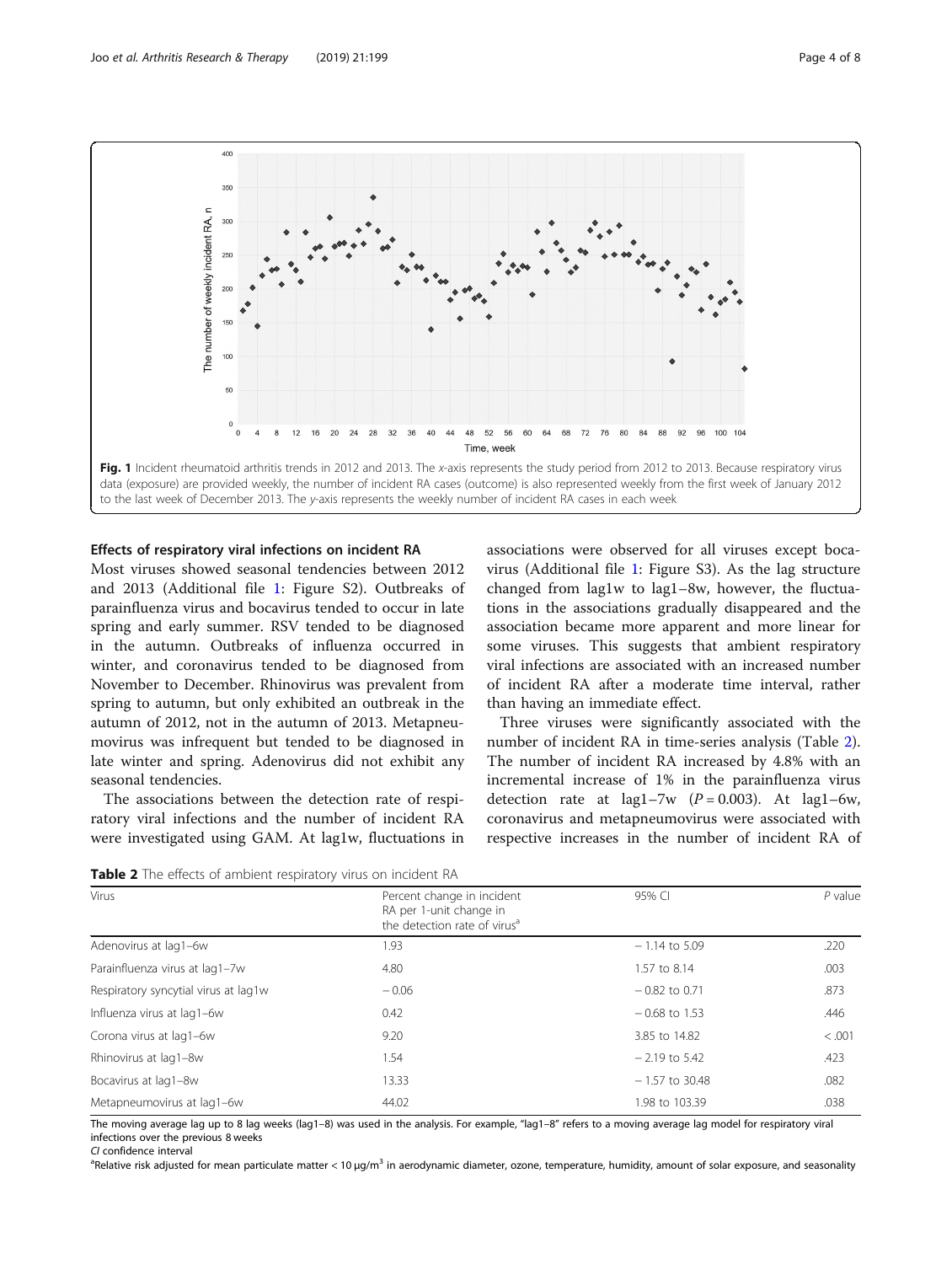Fig. 1 Incident rheumatoid arthritis trends in 2012 and 2013. The x-axis represents the study period from 2012 to 2013. Because respiratory virus data (exposure) are provided weekly, the number of incident RA cases (outcome) is also represented weekly from the first week of January 2012 to the last week of December 2013. The y-axis represents the weekly number of incident RA cases in each week

### Effects of respiratory viral infections on incident RA

Most viruses showed seasonal tendencies between 2012 and 2013 (Additional file 1: Figure S2). Outbreaks of parainfluenza virus and bocavirus tended to occur in late spring and early summer. RSV tended to be diagnosed in the autumn. Outbreaks of influenza occurred in winter, and coronavirus tended to be diagnosed from November to December. Rhinovirus was prevalent from spring to autumn, but only exhibited an outbreak in the autumn of 2012, not in the autumn of 2013. Metapneumovirus was infrequent but tended to be diagnosed in late winter and spring. Adenovirus did not exhibit any seasonal tendencies.

The associations between the detection rate of respiratory viral infections and the number of incident RA were investigated using GAM. At lag1w, fluctuations in associations were observed for all viruses except bocavirus (Additional file 1: Figure S3). As the lag structure changed from lag1w to lag1–8w, however, the fluctuations in the associations gradually disappeared and the association became more apparent and more linear for some viruses. This suggests that ambient respiratory viral infections are associated with an increased number of incident RA after a moderate time interval, rather than having an immediate effect.

Three viruses were significantly associated with the number of incident RA in time-series analysis (Table 2). The number of incident RA increased by 4.8% with an incremental increase of 1% in the parainfluenza virus detection rate at lag1–7w ($P = 0.003$). At lag1–6w, coronavirus and metapneumovirus were associated with respective increases in the number of incident RA of

**Table 2** The effects of ambient respiratory virus on incident RA

| Virus | Percent change in incident RA per 1-unit change in the detection rate of virus[a] | 95% CI | *P* value |
|---|---|---|---|
| Adenovirus at lag1–6w | 1.93 | − 1.14 to 5.09 | .220 |
| Parainfluenza virus at lag1–7w | 4.80 | 1.57 to 8.14 | .003 |
| Respiratory syncytial virus at lag1w | − 0.06 | − 0.82 to 0.71 | .873 |
| Influenza virus at lag1–6w | 0.42 | − 0.68 to 1.53 | .446 |
| Corona virus at lag1–6w | 9.20 | 3.85 to 14.82 | < .001 |
| Rhinovirus at lag1–8w | 1.54 | − 2.19 to 5.42 | .423 |
| Bocavirus at lag1–8w | 13.33 | − 1.57 to 30.48 | .082 |
| Metapneumovirus at lag1–6w | 44.02 | 1.98 to 103.39 | .038 |

The moving average lag up to 8 lag weeks (lag1–8) was used in the analysis. For example, "lag1–8" refers to a moving average lag model for respiratory viral infections over the previous 8 weeks

*CI* confidence interval

[a]Relative risk adjusted for mean particulate matter < 10 μg/m$^3$ in aerodynamic diameter, ozone, temperature, humidity, amount of solar exposure, and seasonality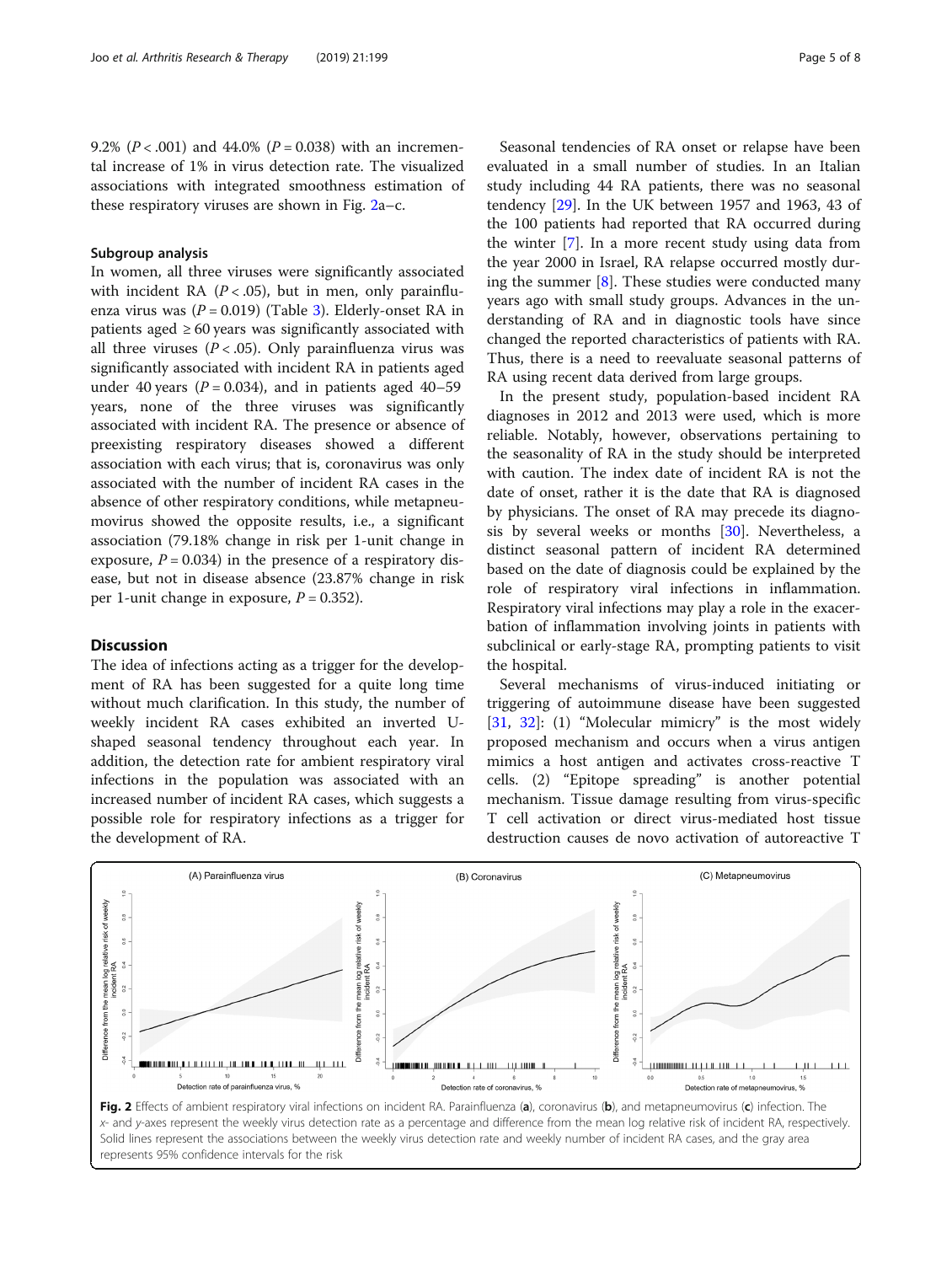9.2% ($P < .001$) and 44.0% ($P = 0.038$) with an incremental increase of 1% in virus detection rate. The visualized associations with integrated smoothness estimation of these respiratory viruses are shown in Fig. 2a–c.

### Subgroup analysis

In women, all three viruses were significantly associated with incident RA ($P < .05$), but in men, only parainfluenza virus was ($P = 0.019$) (Table 3). Elderly-onset RA in patients aged ≥ 60 years was significantly associated with all three viruses ($P < .05$). Only parainfluenza virus was significantly associated with incident RA in patients aged under 40 years ($P = 0.034$), and in patients aged 40–59 years, none of the three viruses was significantly associated with incident RA. The presence or absence of preexisting respiratory diseases showed a different association with each virus; that is, coronavirus was only associated with the number of incident RA cases in the absence of other respiratory conditions, while metapneumovirus showed the opposite results, i.e., a significant association (79.18% change in risk per 1-unit change in exposure, $P = 0.034$) in the presence of a respiratory disease, but not in disease absence (23.87% change in risk per 1-unit change in exposure, $P = 0.352$).

## Discussion

The idea of infections acting as a trigger for the development of RA has been suggested for a quite long time without much clarification. In this study, the number of weekly incident RA cases exhibited an inverted U-shaped seasonal tendency throughout each year. In addition, the detection rate for ambient respiratory viral infections in the population was associated with an increased number of incident RA cases, which suggests a possible role for respiratory infections as a trigger for the development of RA.

Seasonal tendencies of RA onset or relapse have been evaluated in a small number of studies. In an Italian study including 44 RA patients, there was no seasonal tendency [29]. In the UK between 1957 and 1963, 43 of the 100 patients had reported that RA occurred during the winter [7]. In a more recent study using data from the year 2000 in Israel, RA relapse occurred mostly during the summer [8]. These studies were conducted many years ago with small study groups. Advances in the understanding of RA and in diagnostic tools have since changed the reported characteristics of patients with RA. Thus, there is a need to reevaluate seasonal patterns of RA using recent data derived from large groups.

In the present study, population-based incident RA diagnoses in 2012 and 2013 were used, which is more reliable. Notably, however, observations pertaining to the seasonality of RA in the study should be interpreted with caution. The index date of incident RA is not the date of onset, rather it is the date that RA is diagnosed by physicians. The onset of RA may precede its diagnosis by several weeks or months [30]. Nevertheless, a distinct seasonal pattern of incident RA determined based on the date of diagnosis could be explained by the role of respiratory viral infections in inflammation. Respiratory viral infections may play a role in the exacerbation of inflammation involving joints in patients with subclinical or early-stage RA, prompting patients to visit the hospital.

Several mechanisms of virus-induced initiating or triggering of autoimmune disease have been suggested [31, 32]: (1) "Molecular mimicry" is the most widely proposed mechanism and occurs when a virus antigen mimics a host antigen and activates cross-reactive T cells. (2) "Epitope spreading" is another potential mechanism. Tissue damage resulting from virus-specific T cell activation or direct virus-mediated host tissue destruction causes de novo activation of autoreactive T

**Fig. 2** Effects of ambient respiratory viral infections on incident RA. Parainfluenza (**a**), coronavirus (**b**), and metapneumovirus (**c**) infection. The x- and y-axes represent the weekly virus detection rate as a percentage and difference from the mean log relative risk of incident RA, respectively. Solid lines represent the associations between the weekly virus detection rate and weekly number of incident RA cases, and the gray area represents 95% confidence intervals for the risk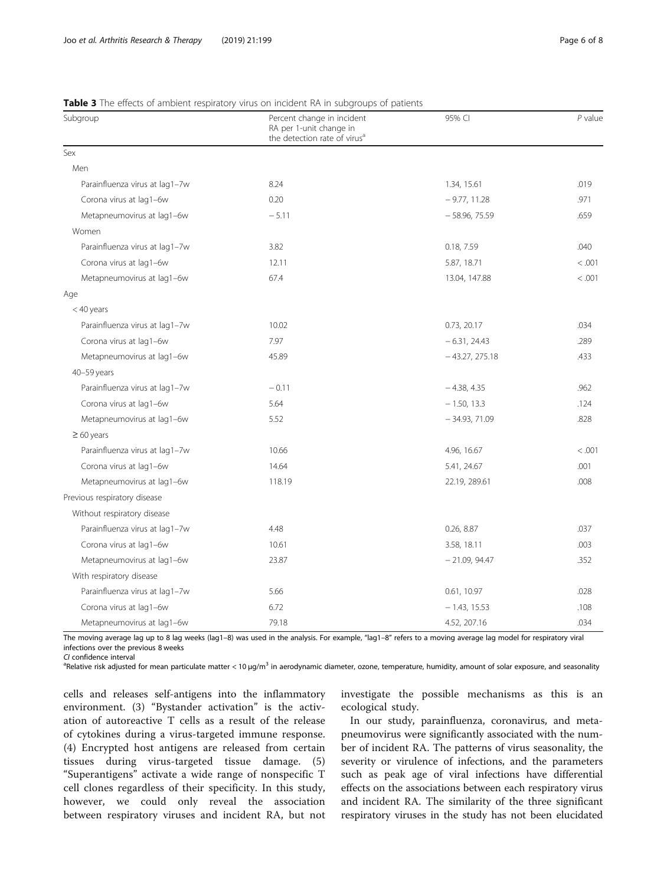**Table 3** The effects of ambient respiratory virus on incident RA in subgroups of patients

| Subgroup | Percent change in incident RA per 1-unit change in the detection rate of virus[a] | 95% CI | *P* value |
|---|---|---|---|
| Sex | | | |
| Men | | | |
| Parainfluenza virus at lag1–7w | 8.24 | 1.34, 15.61 | .019 |
| Corona virus at lag1–6w | 0.20 | − 9.77, 11.28 | .971 |
| Metapneumovirus at lag1–6w | − 5.11 | − 58.96, 75.59 | .659 |
| Women | | | |
| Parainfluenza virus at lag1–7w | 3.82 | 0.18, 7.59 | .040 |
| Corona virus at lag1–6w | 12.11 | 5.87, 18.71 | < .001 |
| Metapneumovirus at lag1–6w | 67.4 | 13.04, 147.88 | < .001 |
| Age | | | |
| < 40 years | | | |
| Parainfluenza virus at lag1–7w | 10.02 | 0.73, 20.17 | .034 |
| Corona virus at lag1–6w | 7.97 | − 6.31, 24.43 | .289 |
| Metapneumovirus at lag1–6w | 45.89 | − 43.27, 275.18 | .433 |
| 40–59 years | | | |
| Parainfluenza virus at lag1–7w | − 0.11 | − 4.38, 4.35 | .962 |
| Corona virus at lag1–6w | 5.64 | − 1.50, 13.3 | .124 |
| Metapneumovirus at lag1–6w | 5.52 | − 34.93, 71.09 | .828 |
| ≥ 60 years | | | |
| Parainfluenza virus at lag1–7w | 10.66 | 4.96, 16.67 | < .001 |
| Corona virus at lag1–6w | 14.64 | 5.41, 24.67 | .001 |
| Metapneumovirus at lag1–6w | 118.19 | 22.19, 289.61 | .008 |
| Previous respiratory disease | | | |
| Without respiratory disease | | | |
| Parainfluenza virus at lag1–7w | 4.48 | 0.26, 8.87 | .037 |
| Corona virus at lag1–6w | 10.61 | 3.58, 18.11 | .003 |
| Metapneumovirus at lag1–6w | 23.87 | − 21.09, 94.47 | .352 |
| With respiratory disease | | | |
| Parainfluenza virus at lag1–7w | 5.66 | 0.61, 10.97 | .028 |
| Corona virus at lag1–6w | 6.72 | − 1.43, 15.53 | .108 |
| Metapneumovirus at lag1–6w | 79.18 | 4.52, 207.16 | .034 |

The moving average lag up to 8 lag weeks (lag1–8) was used in the analysis. For example, "lag1–8" refers to a moving average lag model for respiratory viral infections over the previous 8 weeks

*CI* confidence interval

[a]Relative risk adjusted for mean particulate matter < 10 μg/m$^3$ in aerodynamic diameter, ozone, temperature, humidity, amount of solar exposure, and seasonality

cells and releases self-antigens into the inflammatory environment. (3) "Bystander activation" is the activation of autoreactive T cells as a result of the release of cytokines during a virus-targeted immune response. (4) Encrypted host antigens are released from certain tissues during virus-targeted tissue damage. (5) "Superantigens" activate a wide range of nonspecific T cell clones regardless of their specificity. In this study, however, we could only reveal the association between respiratory viruses and incident RA, but not investigate the possible mechanisms as this is an ecological study.

In our study, parainfluenza, coronavirus, and metapneumovirus were significantly associated with the number of incident RA. The patterns of virus seasonality, the severity or virulence of infections, and the parameters such as peak age of viral infections have differential effects on the associations between each respiratory virus and incident RA. The similarity of the three significant respiratory viruses in the study has not been elucidated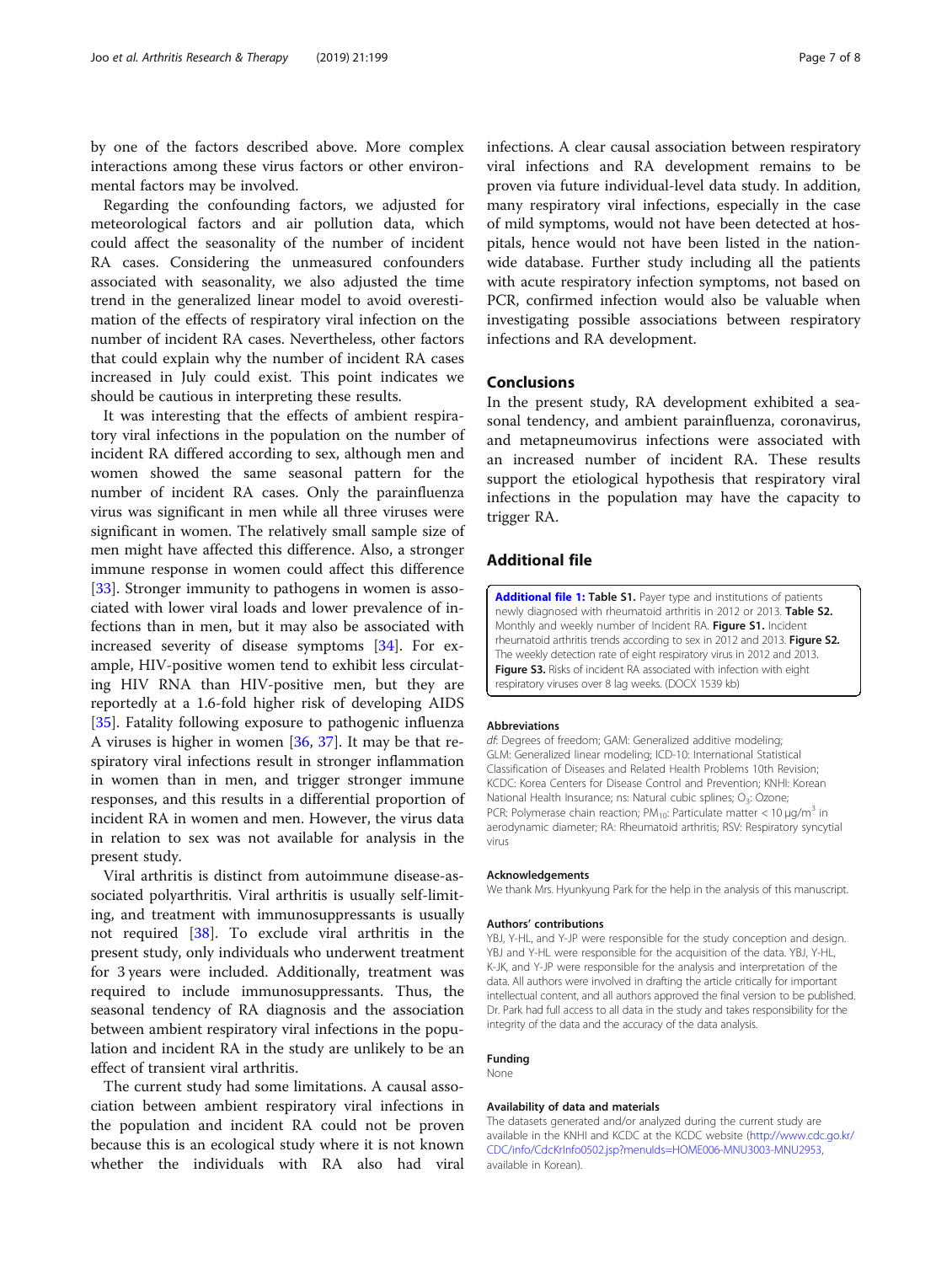by one of the factors described above. More complex interactions among these virus factors or other environmental factors may be involved.

Regarding the confounding factors, we adjusted for meteorological factors and air pollution data, which could affect the seasonality of the number of incident RA cases. Considering the unmeasured confounders associated with seasonality, we also adjusted the time trend in the generalized linear model to avoid overestimation of the effects of respiratory viral infection on the number of incident RA cases. Nevertheless, other factors that could explain why the number of incident RA cases increased in July could exist. This point indicates we should be cautious in interpreting these results.

It was interesting that the effects of ambient respiratory viral infections in the population on the number of incident RA differed according to sex, although men and women showed the same seasonal pattern for the number of incident RA cases. Only the parainfluenza virus was significant in men while all three viruses were significant in women. The relatively small sample size of men might have affected this difference. Also, a stronger immune response in women could affect this difference [33]. Stronger immunity to pathogens in women is associated with lower viral loads and lower prevalence of infections than in men, but it may also be associated with increased severity of disease symptoms [34]. For example, HIV-positive women tend to exhibit less circulating HIV RNA than HIV-positive men, but they are reportedly at a 1.6-fold higher risk of developing AIDS [35]. Fatality following exposure to pathogenic influenza A viruses is higher in women [36, 37]. It may be that respiratory viral infections result in stronger inflammation in women than in men, and trigger stronger immune responses, and this results in a differential proportion of incident RA in women and men. However, the virus data in relation to sex was not available for analysis in the present study.

Viral arthritis is distinct from autoimmune disease-associated polyarthritis. Viral arthritis is usually self-limiting, and treatment with immunosuppressants is usually not required [38]. To exclude viral arthritis in the present study, only individuals who underwent treatment for 3 years were included. Additionally, treatment was required to include immunosuppressants. Thus, the seasonal tendency of RA diagnosis and the association between ambient respiratory viral infections in the population and incident RA in the study are unlikely to be an effect of transient viral arthritis.

The current study had some limitations. A causal association between ambient respiratory viral infections in the population and incident RA could not be proven because this is an ecological study where it is not known whether the individuals with RA also had viral infections. A clear causal association between respiratory viral infections and RA development remains to be proven via future individual-level data study. In addition, many respiratory viral infections, especially in the case of mild symptoms, would not have been detected at hospitals, hence would not have been listed in the nationwide database. Further study including all the patients with acute respiratory infection symptoms, not based on PCR, confirmed infection would also be valuable when investigating possible associations between respiratory infections and RA development.

## Conclusions

In the present study, RA development exhibited a seasonal tendency, and ambient parainfluenza, coronavirus, and metapneumovirus infections were associated with an increased number of incident RA. These results support the etiological hypothesis that respiratory viral infections in the population may have the capacity to trigger RA.

## Additional file

**Additional file 1: Table S1.** Payer type and institutions of patients newly diagnosed with rheumatoid arthritis in 2012 or 2013. **Table S2.** Monthly and weekly number of Incident RA. **Figure S1.** Incident rheumatoid arthritis trends according to sex in 2012 and 2013. **Figure S2.** The weekly detection rate of eight respiratory virus in 2012 and 2013. **Figure S3.** Risks of incident RA associated with infection with eight respiratory viruses over 8 lag weeks. (DOCX 1539 kb)

#### Abbreviations

*df*: Degrees of freedom; GAM: Generalized additive modeling; GLM: Generalized linear modeling; ICD-10: International Statistical Classification of Diseases and Related Health Problems 10th Revision; KCDC: Korea Centers for Disease Control and Prevention; KNHI: Korean National Health Insurance; ns: Natural cubic splines; $O_3$: Ozone; PCR: Polymerase chain reaction; $PM_{10}$: Particulate matter < 10 $\mu g/m^3$ in aerodynamic diameter; RA: Rheumatoid arthritis; RSV: Respiratory syncytial virus

#### Acknowledgements

We thank Mrs. Hyunkyung Park for the help in the analysis of this manuscript.

#### Authors' contributions

YBJ, Y-HL, and Y-JP were responsible for the study conception and design. YBJ and Y-HL were responsible for the acquisition of the data. YBJ, Y-HL, K-JK, and Y-JP were responsible for the analysis and interpretation of the data. All authors were involved in drafting the article critically for important intellectual content, and all authors approved the final version to be published. Dr. Park had full access to all data in the study and takes responsibility for the integrity of the data and the accuracy of the data analysis.

#### Funding

None

#### Availability of data and materials

The datasets generated and/or analyzed during the current study are available in the KNHI and KCDC at the KCDC website (http://www.cdc.go.kr/CDC/info/CdcKrInfo0502.jsp?menuIds=HOME006-MNU3003-MNU2953, available in Korean).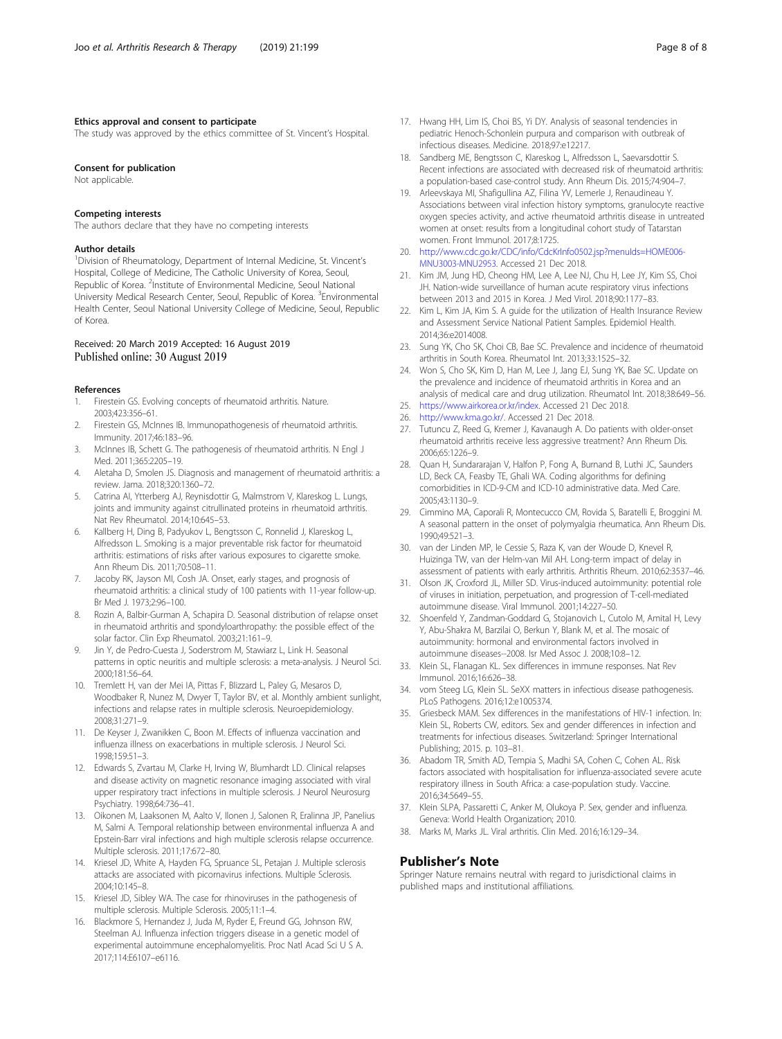### Ethics approval and consent to participate

The study was approved by the ethics committee of St. Vincent's Hospital.

### Consent for publication

Not applicable.

### Competing interests

The authors declare that they have no competing interests

### Author details

[1]Division of Rheumatology, Department of Internal Medicine, St. Vincent's Hospital, College of Medicine, The Catholic University of Korea, Seoul, Republic of Korea. [2]Institute of Environmental Medicine, Seoul National University Medical Research Center, Seoul, Republic of Korea. [3]Environmental Health Center, Seoul National University College of Medicine, Seoul, Republic of Korea.

Received: 20 March 2019 Accepted: 16 August 2019
Published online: 30 August 2019

### References

1. Firestein GS. Evolving concepts of rheumatoid arthritis. Nature. 2003;423:356–61.
2. Firestein GS, McInnes IB. Immunopathogenesis of rheumatoid arthritis. Immunity. 2017;46:183–96.
3. McInnes IB, Schett G. The pathogenesis of rheumatoid arthritis. N Engl J Med. 2011;365:2205–19.
4. Aletaha D, Smolen JS. Diagnosis and management of rheumatoid arthritis: a review. Jama. 2018;320:1360–72.
5. Catrina AI, Ytterberg AJ, Reynisdottir G, Malmstrom V, Klareskog L. Lungs, joints and immunity against citrullinated proteins in rheumatoid arthritis. Nat Rev Rheumatol. 2014;10:645–53.
6. Kallberg H, Ding B, Padyukov L, Bengtsson C, Ronnelid J, Klareskog L, Alfredsson L. Smoking is a major preventable risk factor for rheumatoid arthritis: estimations of risks after various exposures to cigarette smoke. Ann Rheum Dis. 2011;70:508–11.
7. Jacoby RK, Jayson MI, Cosh JA. Onset, early stages, and prognosis of rheumatoid arthritis: a clinical study of 100 patients with 11-year follow-up. Br Med J. 1973;2:96–100.
8. Rozin A, Balbir-Gurman A, Schapira D. Seasonal distribution of relapse onset in rheumatoid arthritis and spondyloarthropathy: the possible effect of the solar factor. Clin Exp Rheumatol. 2003;21:161–9.
9. Jin Y, de Pedro-Cuesta J, Soderstrom M, Stawiarz L, Link H. Seasonal patterns in optic neuritis and multiple sclerosis: a meta-analysis. J Neurol Sci. 2000;181:56–64.
10. Tremlett H, van der Mei IA, Pittas F, Blizzard L, Paley G, Mesaros D, Woodbaker R, Nunez M, Dwyer T, Taylor BV, et al. Monthly ambient sunlight, infections and relapse rates in multiple sclerosis. Neuroepidemiology. 2008;31:271–9.
11. De Keyser J, Zwanikken C, Boon M. Effects of influenza vaccination and influenza illness on exacerbations in multiple sclerosis. J Neurol Sci. 1998;159:51–3.
12. Edwards S, Zvartau M, Clarke H, Irving W, Blumhardt LD. Clinical relapses and disease activity on magnetic resonance imaging associated with viral upper respiratory tract infections in multiple sclerosis. J Neurol Neurosurg Psychiatry. 1998;64:736–41.
13. Oikonen M, Laaksonen M, Aalto V, Ilonen J, Salonen R, Eralinna JP, Panelius M, Salmi A. Temporal relationship between environmental influenza A and Epstein-Barr viral infections and high multiple sclerosis relapse occurrence. Multiple sclerosis. 2011;17:672–80.
14. Kriesel JD, White A, Hayden FG, Spruance SL, Petajan J. Multiple sclerosis attacks are associated with picornavirus infections. Multiple Sclerosis. 2004;10:145–8.
15. Kriesel JD, Sibley WA. The case for rhinoviruses in the pathogenesis of multiple sclerosis. Multiple Sclerosis. 2005;11:1–4.
16. Blackmore S, Hernandez J, Juda M, Ryder E, Freund GG, Johnson RW, Steelman AJ. Influenza infection triggers disease in a genetic model of experimental autoimmune encephalomyelitis. Proc Natl Acad Sci U S A. 2017;114:E6107–e6116.
17. Hwang HH, Lim IS, Choi BS, Yi DY. Analysis of seasonal tendencies in pediatric Henoch-Schonlein purpura and comparison with outbreak of infectious diseases. Medicine. 2018;97:e12217.
18. Sandberg ME, Bengtsson C, Klareskog L, Alfredsson L, Saevarsdottir S. Recent infections are associated with decreased risk of rheumatoid arthritis: a population-based case-control study. Ann Rheum Dis. 2015;74:904–7.
19. Arleevskaya MI, Shafigullina AZ, Filina YV, Lemerle J, Renaudineau Y. Associations between viral infection history symptoms, granulocyte reactive oxygen species activity, and active rheumatoid arthritis disease in untreated women at onset: results from a longitudinal cohort study of Tatarstan women. Front Immunol. 2017;8:1725.
20. http://www.cdc.go.kr/CDC/info/CdcKrInfo0502.jsp?menuIds=HOME006-MNU3003-MNU2953. Accessed 21 Dec 2018.
21. Kim JM, Jung HD, Cheong HM, Lee A, Lee NJ, Chu H, Lee JY, Kim SS, Choi JH. Nation-wide surveillance of human acute respiratory virus infections between 2013 and 2015 in Korea. J Med Virol. 2018;90:1177–83.
22. Kim L, Kim JA, Kim S. A guide for the utilization of Health Insurance Review and Assessment Service National Patient Samples. Epidemiol Health. 2014;36:e2014008.
23. Sung YK, Cho SK, Choi CB, Bae SC. Prevalence and incidence of rheumatoid arthritis in South Korea. Rheumatol Int. 2013;33:1525–32.
24. Won S, Cho SK, Kim D, Han M, Lee J, Jang EJ, Sung YK, Bae SC. Update on the prevalence and incidence of rheumatoid arthritis in Korea and an analysis of medical care and drug utilization. Rheumatol Int. 2018;38:649–56.
25. https://www.airkorea.or.kr/index. Accessed 21 Dec 2018.
26. http://www.kma.go.kr/. Accessed 21 Dec 2018.
27. Tutuncu Z, Reed G, Kremer J, Kavanaugh A. Do patients with older-onset rheumatoid arthritis receive less aggressive treatment? Ann Rheum Dis. 2006;65:1226–9.
28. Quan H, Sundararajan V, Halfon P, Fong A, Burnand B, Luthi JC, Saunders LD, Beck CA, Feasby TE, Ghali WA. Coding algorithms for defining comorbidities in ICD-9-CM and ICD-10 administrative data. Med Care. 2005;43:1130–9.
29. Cimmino MA, Caporali R, Montecucco CM, Rovida S, Baratelli E, Broggini M. A seasonal pattern in the onset of polymyalgia rheumatica. Ann Rheum Dis. 1990;49:521–3.
30. van der Linden MP, le Cessie S, Raza K, van der Woude D, Knevel R, Huizinga TW, van der Helm-van Mil AH. Long-term impact of delay in assessment of patients with early arthritis. Arthritis Rheum. 2010;62:3537–46.
31. Olson JK, Croxford JL, Miller SD. Virus-induced autoimmunity: potential role of viruses in initiation, perpetuation, and progression of T-cell-mediated autoimmune disease. Viral Immunol. 2001;14:227–50.
32. Shoenfeld Y, Zandman-Goddard G, Stojanovich L, Cutolo M, Amital H, Levy Y, Abu-Shakra M, Barzilai O, Berkun Y, Blank M, et al. The mosaic of autoimmunity: hormonal and environmental factors involved in autoimmune diseases--2008. Isr Med Assoc J. 2008;10:8–12.
33. Klein SL, Flanagan KL. Sex differences in immune responses. Nat Rev Immunol. 2016;16:626–38.
34. vom Steeg LG, Klein SL. SeXX matters in infectious disease pathogenesis. PLoS Pathogens. 2016;12:e1005374.
35. Griesbeck MAM. Sex differences in the manifestations of HIV-1 infection. In: Klein SL, Roberts CW, editors. Sex and gender differences in infection and treatments for infectious diseases. Switzerland: Springer International Publishing; 2015. p. 103–81.
36. Abadom TR, Smith AD, Tempia S, Madhi SA, Cohen C, Cohen AL. Risk factors associated with hospitalisation for influenza-associated severe acute respiratory illness in South Africa: a case-population study. Vaccine. 2016;34:5649–55.
37. Klein SLPA, Passaretti C, Anker M, Olukoya P. Sex, gender and influenza. Geneva: World Health Organization; 2010.
38. Marks M, Marks JL. Viral arthritis. Clin Med. 2016;16:129–34.

## Publisher's Note

Springer Nature remains neutral with regard to jurisdictional claims in published maps and institutional affiliations.